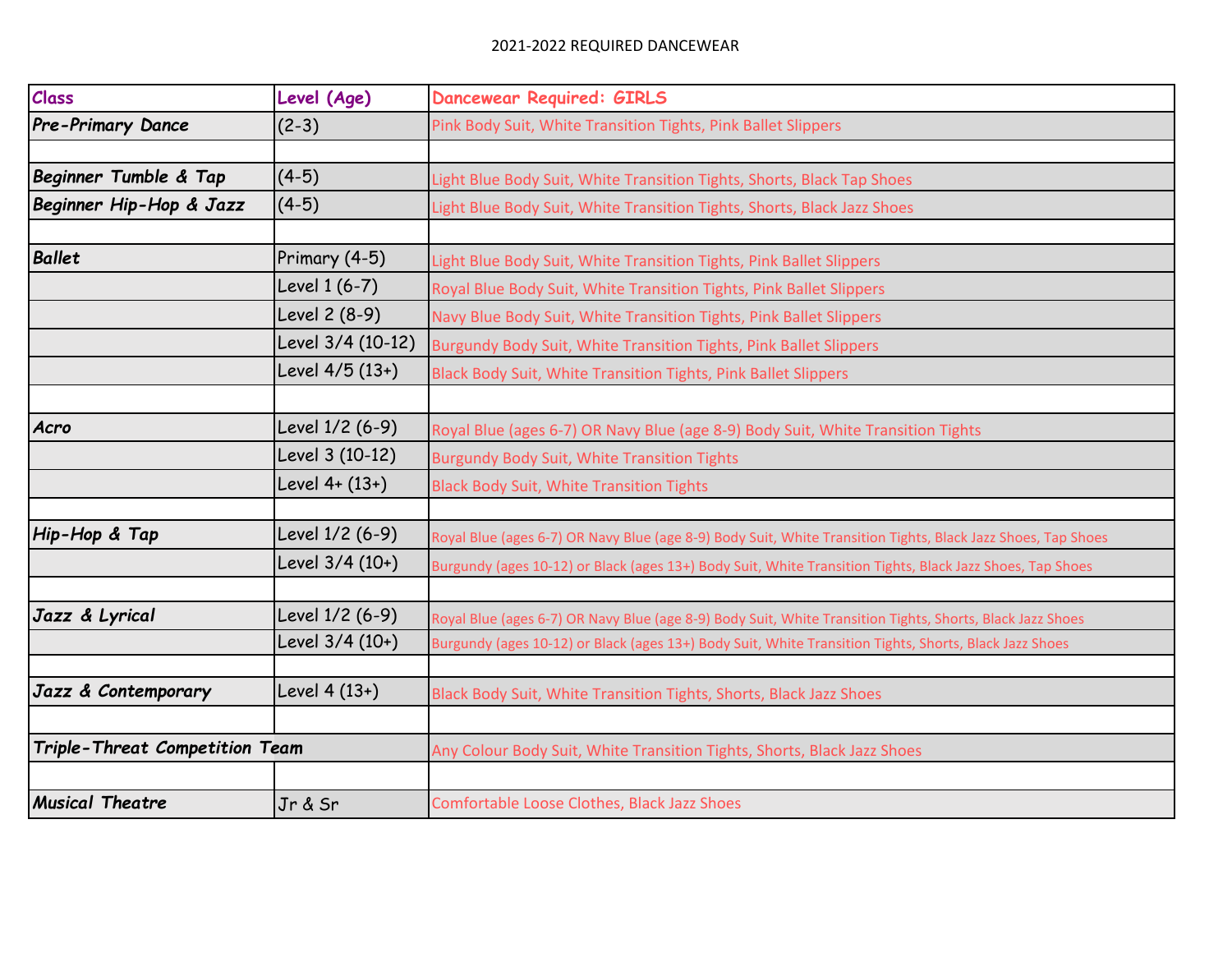2021-2022 REQUIRED DANCEWEAR

| Class | Level (Age) | Dancewear Required: GIRLS |
|---|---|---|
| ***Pre-Primary Dance*** | (2-3) | Pink Body Suit, White Transition Tights, Pink Ballet Slippers |
| | | |
| ***Beginner Tumble & Tap*** | (4-5) | Light Blue Body Suit, White Transition Tights, Shorts, Black Tap Shoes |
| ***Beginner Hip-Hop & Jazz*** | (4-5) | Light Blue Body Suit, White Transition Tights, Shorts, Black Jazz Shoes |
| | | |
| ***Ballet*** | Primary (4-5) | Light Blue Body Suit, White Transition Tights, Pink Ballet Slippers |
| | Level 1 (6-7) | Royal Blue Body Suit, White Transition Tights, Pink Ballet Slippers |
| | Level 2 (8-9) | Navy Blue Body Suit, White Transition Tights, Pink Ballet Slippers |
| | Level 3/4 (10-12) | Burgundy Body Suit, White Transition Tights, Pink Ballet Slippers |
| | Level 4/5 (13+) | Black Body Suit, White Transition Tights, Pink Ballet Slippers |
| | | |
| ***Acro*** | Level 1/2 (6-9) | Royal Blue (ages 6-7) OR Navy Blue (age 8-9) Body Suit, White Transition Tights |
| | Level 3 (10-12) | Burgundy Body Suit, White Transition Tights |
| | Level 4+ (13+) | Black Body Suit, White Transition Tights |
| | | |
| ***Hip-Hop & Tap*** | Level 1/2 (6-9) | Royal Blue (ages 6-7) OR Navy Blue (age 8-9) Body Suit, White Transition Tights, Black Jazz Shoes, Tap Shoes |
| | Level 3/4 (10+) | Burgundy (ages 10-12) or Black (ages 13+) Body Suit, White Transition Tights, Black Jazz Shoes, Tap Shoes |
| | | |
| ***Jazz & Lyrical*** | Level 1/2 (6-9) | Royal Blue (ages 6-7) OR Navy Blue (age 8-9) Body Suit, White Transition Tights, Shorts, Black Jazz Shoes |
| | Level 3/4 (10+) | Burgundy (ages 10-12) or Black (ages 13+) Body Suit, White Transition Tights, Shorts, Black Jazz Shoes |
| | | |
| ***Jazz & Contemporary*** | Level 4 (13+) | Black Body Suit, White Transition Tights, Shorts, Black Jazz Shoes |
| | | |
| ***Triple-Threat Competition Team*** | | Any Colour Body Suit, White Transition Tights, Shorts, Black Jazz Shoes |
| | | |
| ***Musical Theatre*** | Jr & Sr | Comfortable Loose Clothes, Black Jazz Shoes |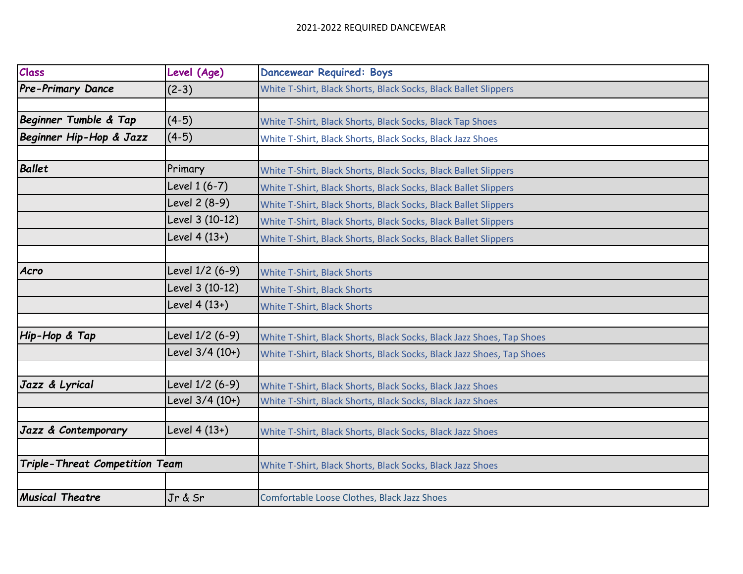2021-2022 REQUIRED DANCEWEAR

| Class | Level (Age) | Dancewear Required: Boys |
| --- | --- | --- |
| ***Pre-Primary Dance*** | (2-3) | White T-Shirt, Black Shorts, Black Socks, Black Ballet Slippers |
| | | |
| ***Beginner Tumble & Tap*** | (4-5) | White T-Shirt, Black Shorts, Black Socks, Black Tap Shoes |
| ***Beginner Hip-Hop & Jazz*** | (4-5) | White T-Shirt, Black Shorts, Black Socks, Black Jazz Shoes |
| | | |
| ***Ballet*** | Primary | White T-Shirt, Black Shorts, Black Socks, Black Ballet Slippers |
| | Level 1 (6-7) | White T-Shirt, Black Shorts, Black Socks, Black Ballet Slippers |
| | Level 2 (8-9) | White T-Shirt, Black Shorts, Black Socks, Black Ballet Slippers |
| | Level 3 (10-12) | White T-Shirt, Black Shorts, Black Socks, Black Ballet Slippers |
| | Level 4 (13+) | White T-Shirt, Black Shorts, Black Socks, Black Ballet Slippers |
| | | |
| ***Acro*** | Level 1/2 (6-9) | White T-Shirt, Black Shorts |
| | Level 3 (10-12) | White T-Shirt, Black Shorts |
| | Level 4 (13+) | White T-Shirt, Black Shorts |
| | | |
| ***Hip-Hop & Tap*** | Level 1/2 (6-9) | White T-Shirt, Black Shorts, Black Socks, Black Jazz Shoes, Tap Shoes |
| | Level 3/4 (10+) | White T-Shirt, Black Shorts, Black Socks, Black Jazz Shoes, Tap Shoes |
| | | |
| ***Jazz & Lyrical*** | Level 1/2 (6-9) | White T-Shirt, Black Shorts, Black Socks, Black Jazz Shoes |
| | Level 3/4 (10+) | White T-Shirt, Black Shorts, Black Socks, Black Jazz Shoes |
| | | |
| ***Jazz & Contemporary*** | Level 4 (13+) | White T-Shirt, Black Shorts, Black Socks, Black Jazz Shoes |
| | | |
| ***Triple-Threat Competition Team*** | | White T-Shirt, Black Shorts, Black Socks, Black Jazz Shoes |
| | | |
| ***Musical Theatre*** | Jr & Sr | Comfortable Loose Clothes, Black Jazz Shoes |